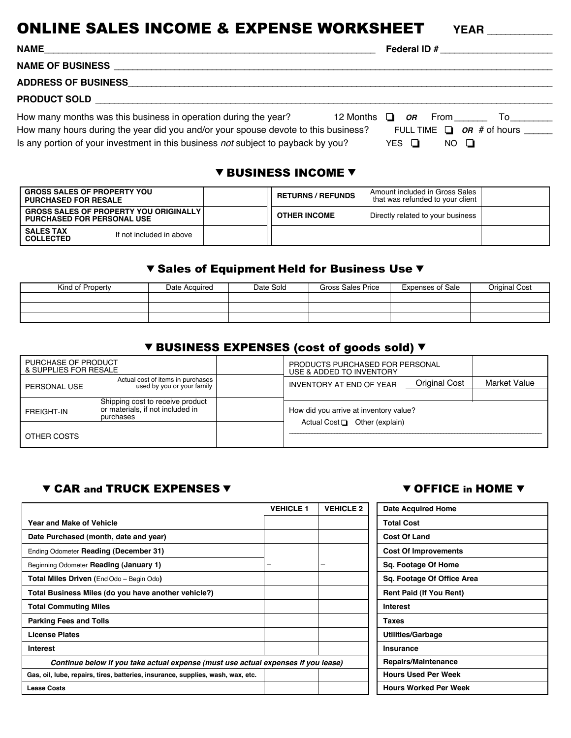# ONLINE SALES INCOME & EXPENSE WORKSHEET

**YEAR** __________

**NAME** ____________________________________________ **Federal ID #** ____________________

**NAME OF BUSINESS** ____________________________________________

**ADDRESS OF BUSINESS** ____________________________________________

**PRODUCT SOLD** ____________________________________________

How many months was this business in operation during the year? 12 Months ❑ ***OR*** From ______ To ________

How many hours during the year did you and/or your spouse devote to this business? FULL TIME ❑ ***OR*** # of hours _____

Is any portion of your investment in this business *not* subject to payback by you? YES ❑ NO ❑

## ▼ BUSINESS INCOME ▼

| | | | | |
|---|---|---|---|---|
| **GROSS SALES OF PROPERTY YOU PURCHASED FOR RESALE** | | **RETURNS / REFUNDS** | Amount included in Gross Sales that was refunded to your client | |
| **GROSS SALES OF PROPERTY YOU ORIGINALLY PURCHASED FOR PERSONAL USE** | | **OTHER INCOME** | Directly related to your business | |
| **SALES TAX COLLECTED** — If not included in above | | | | |

## ▼ Sales of Equipment Held for Business Use ▼

| Kind of Property | Date Acquired | Date Sold | Gross Sales Price | Expenses of Sale | Original Cost |
|---|---|---|---|---|---|
| | | | | | |
| | | | | | |
| | | | | | |

## ▼ BUSINESS EXPENSES (cost of goods sold) ▼

| | | | | |
|---|---|---|---|---|
| PURCHASE OF PRODUCT & SUPPLIES FOR RESALE | | PRODUCTS PURCHASED FOR PERSONAL USE & ADDED TO INVENTORY | | |
| PERSONAL USE — Actual cost of items in purchases used by you or your family | | INVENTORY AT END OF YEAR | Original Cost | Market Value |
| FREIGHT-IN — Shipping cost to receive product or materials, if not included in purchases | | How did you arrive at inventory value? Actual Cost ❑ Other (explain) ____________________ | | |
| OTHER COSTS | | | | |

## ▼ CAR and TRUCK EXPENSES ▼

| | VEHICLE 1 | VEHICLE 2 |
|---|---|---|
| **Year and Make of Vehicle** | | |
| **Date Purchased (month, date and year)** | | |
| Ending Odometer **Reading (December 31)** | | |
| Beginning Odometer **Reading (January 1)** | – | – |
| **Total Miles Driven (**End Odo – Begin Odo**)** | | |
| **Total Business Miles (do you have another vehicle?)** | | |
| **Total Commuting Miles** | | |
| **Parking Fees and Tolls** | | |
| **License Plates** | | |
| **Interest** | | |
| ***Continue below if you take actual expense (must use actual expenses if you lease)*** | | |
| **Gas, oil, lube, repairs, tires, batteries, insurance, supplies, wash, wax, etc.** | | |
| **Lease Costs** | | |

## ▼ OFFICE in HOME ▼

| | |
|---|---|
| **Date Acquired Home** | |
| **Total Cost** | |
| **Cost Of Land** | |
| **Cost Of Improvements** | |
| **Sq. Footage Of Home** | |
| **Sq. Footage Of Office Area** | |
| **Rent Paid (If You Rent)** | |
| **Interest** | |
| **Taxes** | |
| **Utilities/Garbage** | |
| **Insurance** | |
| **Repairs/Maintenance** | |
| **Hours Used Per Week** | |
| **Hours Worked Per Week** | |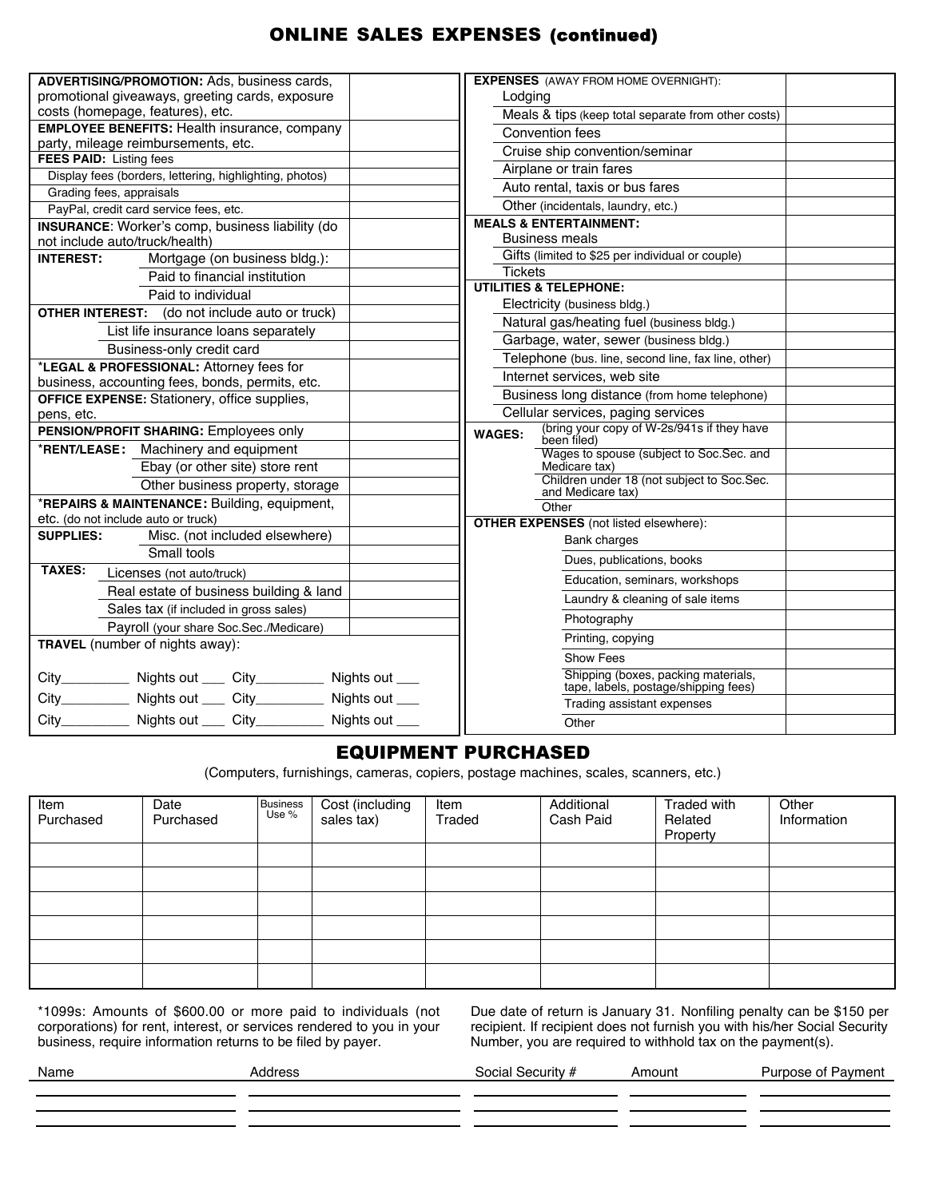# ONLINE SALES EXPENSES (continued)

| Category | Item | Amount |
|---|---|---|
| **ADVERTISING/PROMOTION:** Ads, business cards, promotional giveaways, greeting cards, exposure costs (homepage, features), etc. | | |
| **EMPLOYEE BENEFITS:** Health insurance, company party, mileage reimbursements, etc. | | |
| **FEES PAID:** | Listing fees | |
| | Display fees (borders, lettering, highlighting, photos) | |
| | Grading fees, appraisals | |
| | PayPal, credit card service fees, etc. | |
| **INSURANCE**: Worker's comp, business liability (do not include auto/truck/health) | | |
| **INTEREST:** | Mortgage (on business bldg.): | |
| | Paid to financial institution | |
| | Paid to individual | |
| **OTHER INTEREST:** (do not include auto or truck) | | |
| | List life insurance loans separately | |
| | Business-only credit card | |
| *__LEGAL & PROFESSIONAL:__ Attorney fees for business, accounting fees, bonds, permits, etc. | | |
| **OFFICE EXPENSE:** Stationery, office supplies, pens, etc. | | |
| **PENSION/PROFIT SHARING:** Employees only | | |
| *__RENT/LEASE:__ | Machinery and equipment | |
| | Ebay (or other site) store rent | |
| | Other business property, storage | |
| *__REPAIRS & MAINTENANCE:__ Building, equipment, etc. (do not include auto or truck) | | |
| **SUPPLIES:** | Misc. (not included elsewhere) | |
| | Small tools | |
| **TAXES:** | Licenses (not auto/truck) | |
| | Real estate of business building & land | |
| | Sales tax (if included in gross sales) | |
| | Payroll (your share Soc.Sec./Medicare) | |

**TRAVEL** (number of nights away):

City_________ Nights out ___ City_________ Nights out ___

City_________ Nights out ___ City_________ Nights out ___

City_________ Nights out ___ City_________ Nights out ___

| Category | Item | Amount |
|---|---|---|
| **EXPENSES** (AWAY FROM HOME OVERNIGHT): | Lodging | |
| | Meals & tips (keep total separate from other costs) | |
| | Convention fees | |
| | Cruise ship convention/seminar | |
| | Airplane or train fares | |
| | Auto rental, taxis or bus fares | |
| | Other (incidentals, laundry, etc.) | |
| **MEALS & ENTERTAINMENT:** | Business meals | |
| | Gifts (limited to $25 per individual or couple) | |
| | Tickets | |
| **UTILITIES & TELEPHONE:** | Electricity (business bldg.) | |
| | Natural gas/heating fuel (business bldg.) | |
| | Garbage, water, sewer (business bldg.) | |
| | Telephone (bus. line, second line, fax line, other) | |
| | Internet services, web site | |
| | Business long distance (from home telephone) | |
| | Cellular services, paging services | |
| **WAGES:** | (bring your copy of W-2s/941s if they have been filed) | |
| | Wages to spouse (subject to Soc.Sec. and Medicare tax) | |
| | Children under 18 (not subject to Soc.Sec. and Medicare tax) | |
| | Other | |
| **OTHER EXPENSES** (not listed elsewhere): | | |
| | Bank charges | |
| | Dues, publications, books | |
| | Education, seminars, workshops | |
| | Laundry & cleaning of sale items | |
| | Photography | |
| | Printing, copying | |
| | Show Fees | |
| | Shipping (boxes, packing materials, tape, labels, postage/shipping fees) | |
| | Trading assistant expenses | |
| | Other | |

## EQUIPMENT PURCHASED

(Computers, furnishings, cameras, copiers, postage machines, scales, scanners, etc.)

| Item Purchased | Date Purchased | Business Use % | Cost (including sales tax) | Item Traded | Additional Cash Paid | Traded with Related Property | Other Information |
|---|---|---|---|---|---|---|---|
| | | | | | | | |
| | | | | | | | |
| | | | | | | | |
| | | | | | | | |
| | | | | | | | |
| | | | | | | | |

*1099s: Amounts of $600.00 or more paid to individuals (not corporations) for rent, interest, or services rendered to you in your business, require information returns to be filed by payer.

Due date of return is January 31. Nonfiling penalty can be $150 per recipient. If recipient does not furnish you with his/her Social Security Number, you are required to withhold tax on the payment(s).

| Name | Address | Social Security # | Amount | Purpose of Payment |
|---|---|---|---|---|
| | | | | |
| | | | | |
| | | | | |